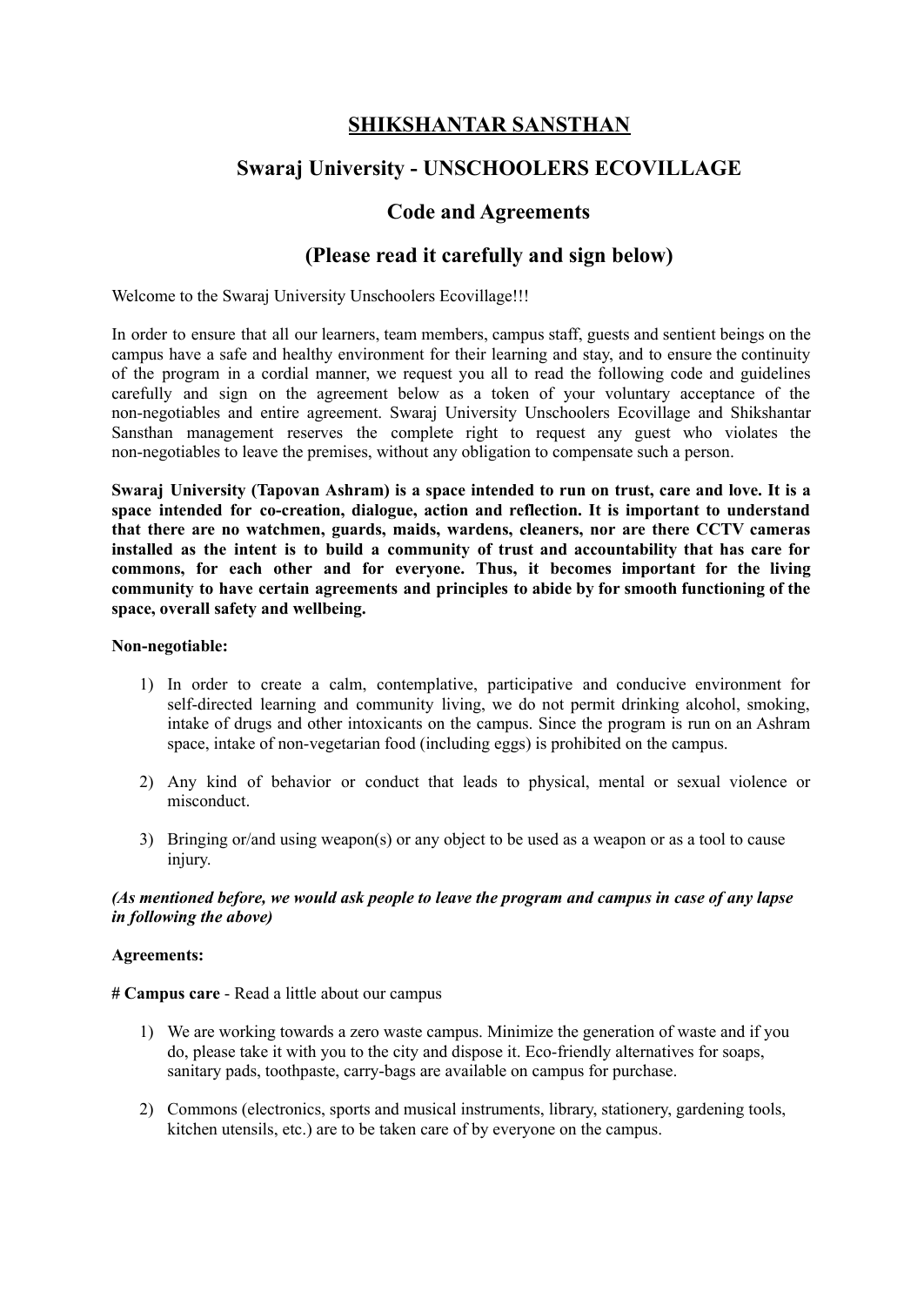# SHIKSHANTAR SANSTHAN

## Swaraj University - UNSCHOOLERS ECOVILLAGE

## Code and Agreements

## (Please read it carefully and sign below)

Welcome to the Swaraj University Unschoolers Ecovillage!!!

In order to ensure that all our learners, team members, campus staff, guests and sentient beings on the campus have a safe and healthy environment for their learning and stay, and to ensure the continuity of the program in a cordial manner, we request you all to read the following code and guidelines carefully and sign on the agreement below as a token of your voluntary acceptance of the non-negotiables and entire agreement. Swaraj University Unschoolers Ecovillage and Shikshantar Sansthan management reserves the complete right to request any guest who violates the non-negotiables to leave the premises, without any obligation to compensate such a person.

**Swaraj University (Tapovan Ashram) is a space intended to run on trust, care and love. It is a space intended for co-creation, dialogue, action and reflection. It is important to understand that there are no watchmen, guards, maids, wardens, cleaners, nor are there CCTV cameras installed as the intent is to build a community of trust and accountability that has care for commons, for each other and for everyone. Thus, it becomes important for the living community to have certain agreements and principles to abide by for smooth functioning of the space, overall safety and wellbeing.**

**Non-negotiable:**

1) In order to create a calm, contemplative, participative and conducive environment for self-directed learning and community living, we do not permit drinking alcohol, smoking, intake of drugs and other intoxicants on the campus. Since the program is run on an Ashram space, intake of non-vegetarian food (including eggs) is prohibited on the campus.
2) Any kind of behavior or conduct that leads to physical, mental or sexual violence or misconduct.
3) Bringing or/and using weapon(s) or any object to be used as a weapon or as a tool to cause injury.

***(As mentioned before, we would ask people to leave the program and campus in case of any lapse in following the above)***

**Agreements:**

**# Campus care** - Read a little about our campus

1) We are working towards a zero waste campus. Minimize the generation of waste and if you do, please take it with you to the city and dispose it. Eco-friendly alternatives for soaps, sanitary pads, toothpaste, carry-bags are available on campus for purchase.
2) Commons (electronics, sports and musical instruments, library, stationery, gardening tools, kitchen utensils, etc.) are to be taken care of by everyone on the campus.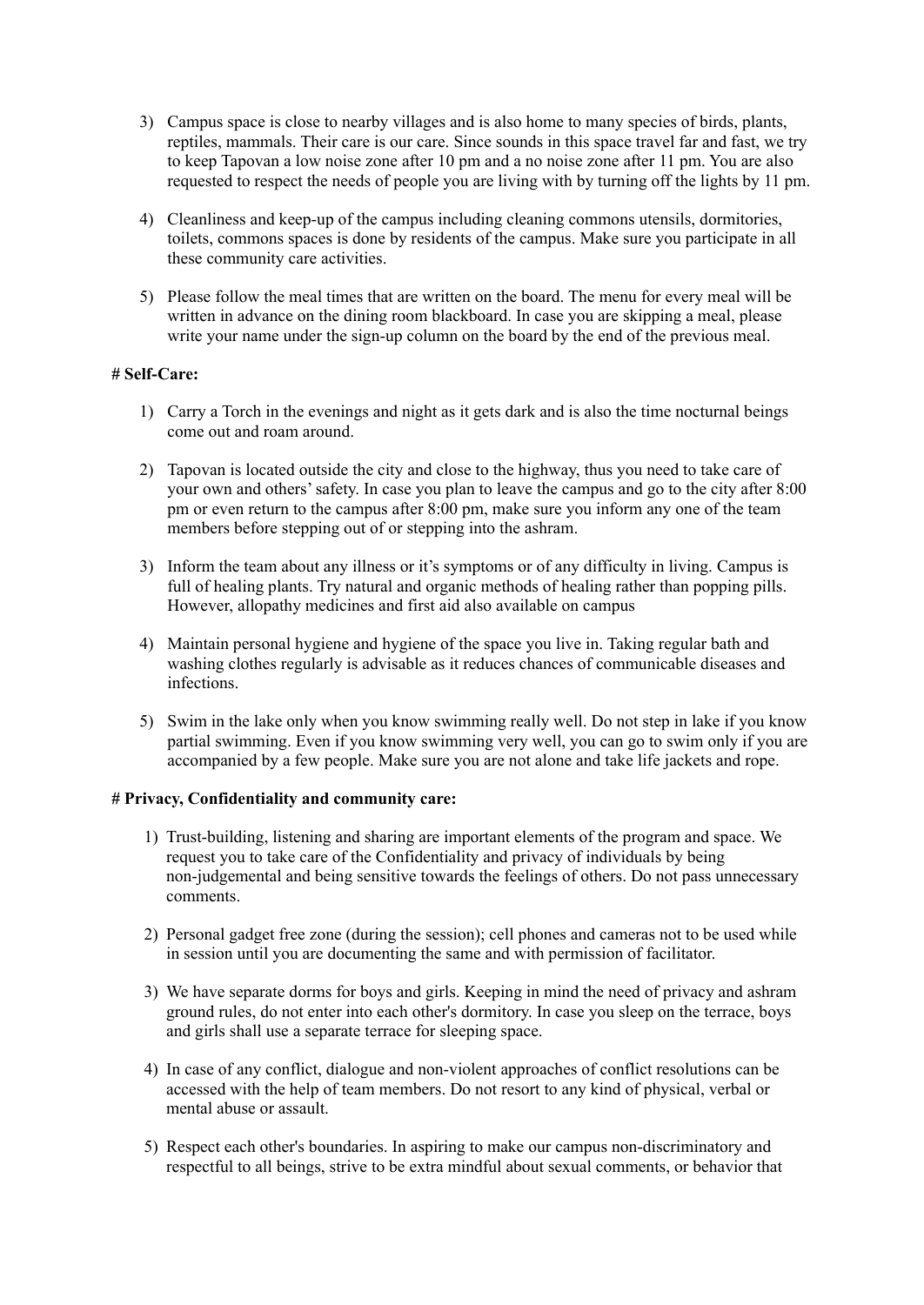3) Campus space is close to nearby villages and is also home to many species of birds, plants, reptiles, mammals. Their care is our care. Since sounds in this space travel far and fast, we try to keep Tapovan a low noise zone after 10 pm and a no noise zone after 11 pm. You are also requested to respect the needs of people you are living with by turning off the lights by 11 pm.

4) Cleanliness and keep-up of the campus including cleaning commons utensils, dormitories, toilets, commons spaces is done by residents of the campus. Make sure you participate in all these community care activities.

5) Please follow the meal times that are written on the board. The menu for every meal will be written in advance on the dining room blackboard. In case you are skipping a meal, please write your name under the sign-up column on the board by the end of the previous meal.

**# Self-Care:**

1) Carry a Torch in the evenings and night as it gets dark and is also the time nocturnal beings come out and roam around.

2) Tapovan is located outside the city and close to the highway, thus you need to take care of your own and others' safety. In case you plan to leave the campus and go to the city after 8:00 pm or even return to the campus after 8:00 pm, make sure you inform any one of the team members before stepping out of or stepping into the ashram.

3) Inform the team about any illness or it's symptoms or of any difficulty in living. Campus is full of healing plants. Try natural and organic methods of healing rather than popping pills. However, allopathy medicines and first aid also available on campus

4) Maintain personal hygiene and hygiene of the space you live in. Taking regular bath and washing clothes regularly is advisable as it reduces chances of communicable diseases and infections.

5) Swim in the lake only when you know swimming really well. Do not step in lake if you know partial swimming. Even if you know swimming very well, you can go to swim only if you are accompanied by a few people. Make sure you are not alone and take life jackets and rope.

**# Privacy, Confidentiality and community care:**

1) Trust-building, listening and sharing are important elements of the program and space. We request you to take care of the Confidentiality and privacy of individuals by being non-judgemental and being sensitive towards the feelings of others. Do not pass unnecessary comments.

2) Personal gadget free zone (during the session); cell phones and cameras not to be used while in session until you are documenting the same and with permission of facilitator.

3) We have separate dorms for boys and girls. Keeping in mind the need of privacy and ashram ground rules, do not enter into each other's dormitory. In case you sleep on the terrace, boys and girls shall use a separate terrace for sleeping space.

4) In case of any conflict, dialogue and non-violent approaches of conflict resolutions can be accessed with the help of team members. Do not resort to any kind of physical, verbal or mental abuse or assault.

5) Respect each other's boundaries. In aspiring to make our campus non-discriminatory and respectful to all beings, strive to be extra mindful about sexual comments, or behavior that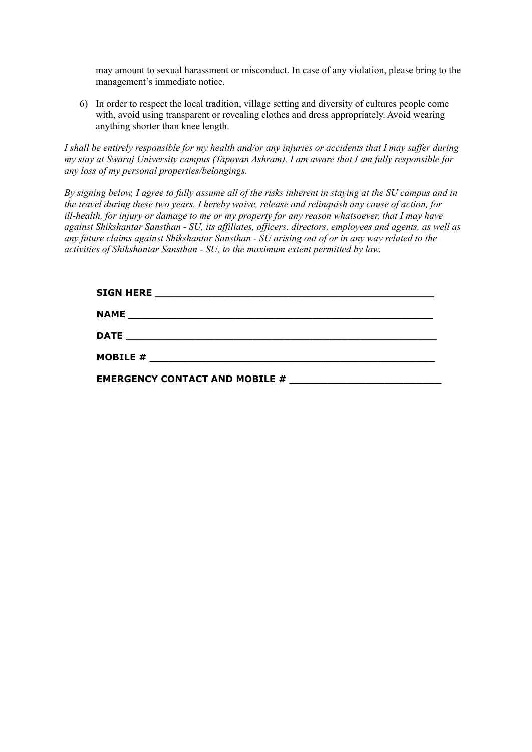may amount to sexual harassment or misconduct. In case of any violation, please bring to the management's immediate notice.

6) In order to respect the local tradition, village setting and diversity of cultures people come with, avoid using transparent or revealing clothes and dress appropriately. Avoid wearing anything shorter than knee length.

*I shall be entirely responsible for my health and/or any injuries or accidents that I may suffer during my stay at Swaraj University campus (Tapovan Ashram). I am aware that I am fully responsible for any loss of my personal properties/belongings.*

*By signing below, I agree to fully assume all of the risks inherent in staying at the SU campus and in the travel during these two years. I hereby waive, release and relinquish any cause of action, for ill-health, for injury or damage to me or my property for any reason whatsoever, that I may have against Shikshantar Sansthan - SU, its affiliates, officers, directors, employees and agents, as well as any future claims against Shikshantar Sansthan - SU arising out of or in any way related to the activities of Shikshantar Sansthan - SU, to the maximum extent permitted by law.*

**SIGN HERE ______________________________________________**

**NAME ___________________________________________________**

**DATE ___________________________________________________**

**MOBILE # _______________________________________________**

**EMERGENCY CONTACT AND MOBILE # _______________________**